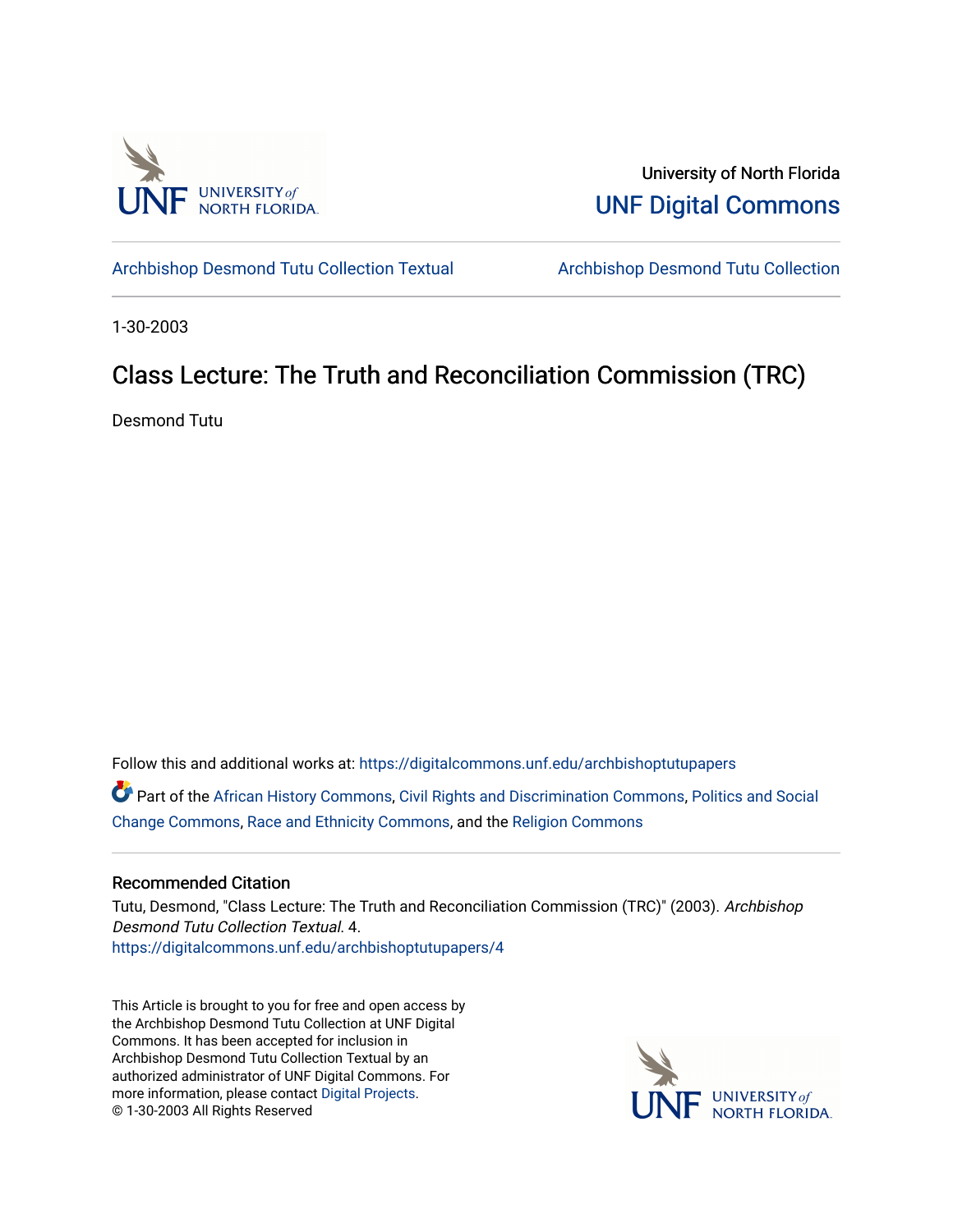University of North Florida

UNF Digital Commons

Archbishop Desmond Tutu Collection Textual | Archbishop Desmond Tutu Collection

1-30-2003

# Class Lecture: The Truth and Reconciliation Commission (TRC)

Desmond Tutu

Follow this and additional works at: https://digitalcommons.unf.edu/archbishoptutupapers

Part of the African History Commons, Civil Rights and Discrimination Commons, Politics and Social Change Commons, Race and Ethnicity Commons, and the Religion Commons

## Recommended Citation

Tutu, Desmond, "Class Lecture: The Truth and Reconciliation Commission (TRC)" (2003). *Archbishop Desmond Tutu Collection Textual*. 4.
https://digitalcommons.unf.edu/archbishoptutupapers/4

This Article is brought to you for free and open access by the Archbishop Desmond Tutu Collection at UNF Digital Commons. It has been accepted for inclusion in Archbishop Desmond Tutu Collection Textual by an authorized administrator of UNF Digital Commons. For more information, please contact Digital Projects.
© 1-30-2003 All Rights Reserved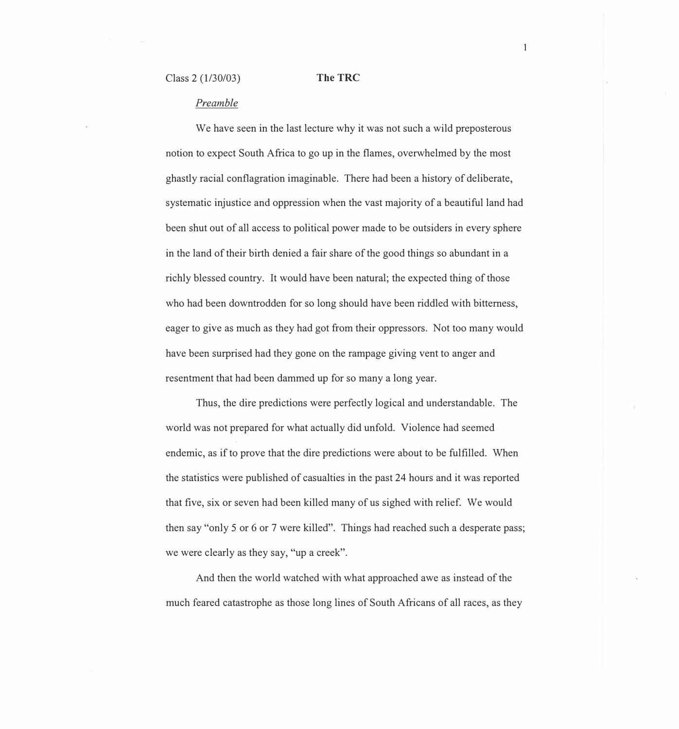Class 2 (1/30/03) **The TRC**

*Preamble*

We have seen in the last lecture why it was not such a wild preposterous notion to expect South Africa to go up in the flames, overwhelmed by the most ghastly racial conflagration imaginable. There had been a history of deliberate, systematic injustice and oppression when the vast majority of a beautiful land had been shut out of all access to political power made to be outsiders in every sphere in the land of their birth denied a fair share of the good things so abundant in a richly blessed country. It would have been natural; the expected thing of those who had been downtrodden for so long should have been riddled with bitterness, eager to give as much as they had got from their oppressors. Not too many would have been surprised had they gone on the rampage giving vent to anger and resentment that had been dammed up for so many a long year.

Thus, the dire predictions were perfectly logical and understandable. The world was not prepared for what actually did unfold. Violence had seemed endemic, as if to prove that the dire predictions were about to be fulfilled. When the statistics were published of casualties in the past 24 hours and it was reported that five, six or seven had been killed many of us sighed with relief. We would then say "only 5 or 6 or 7 were killed". Things had reached such a desperate pass; we were clearly as they say, "up a creek".

And then the world watched with what approached awe as instead of the much feared catastrophe as those long lines of South Africans of all races, as they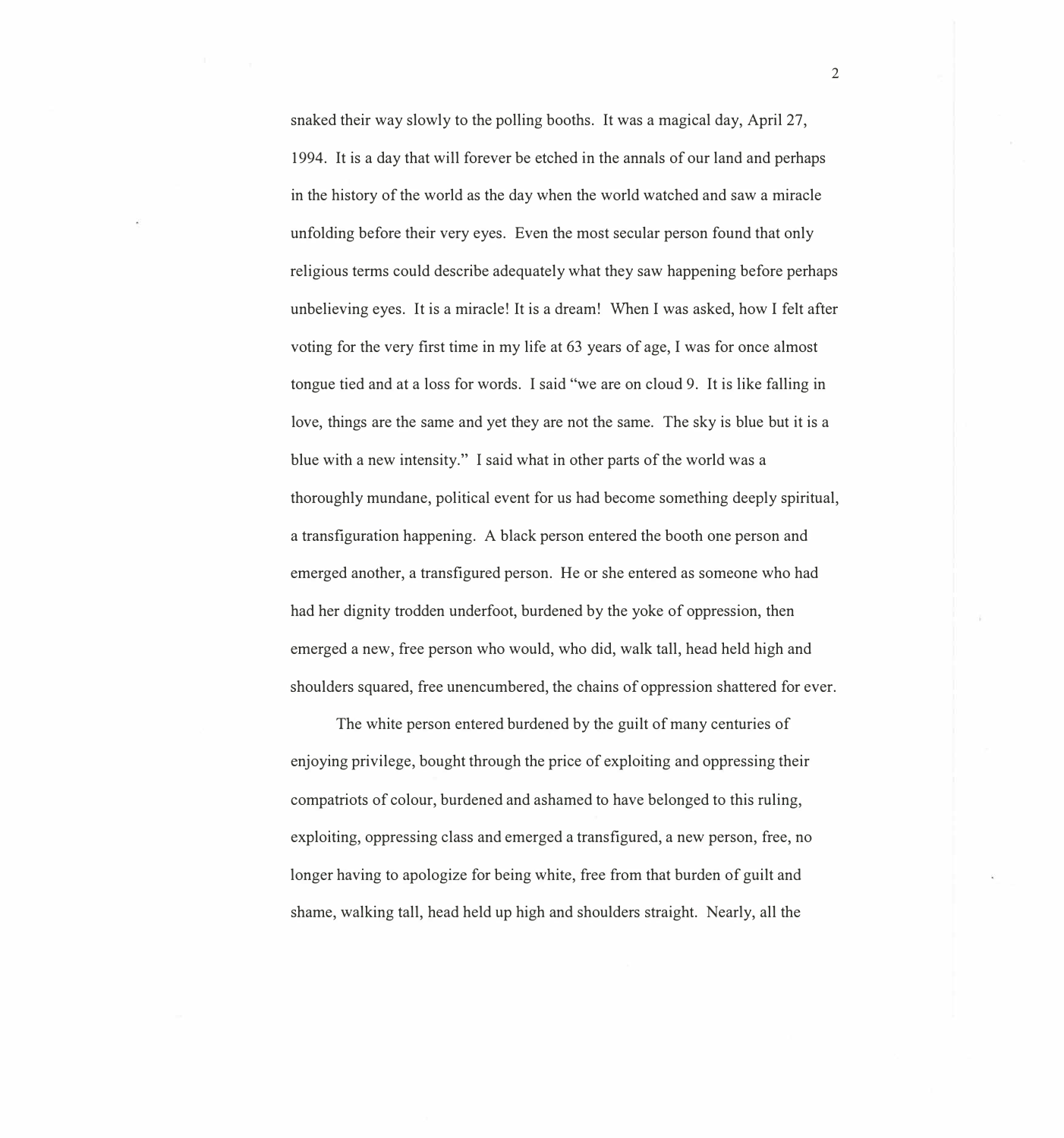snaked their way slowly to the polling booths. It was a magical day, April 27, 1994. It is a day that will forever be etched in the annals of our land and perhaps in the history of the world as the day when the world watched and saw a miracle unfolding before their very eyes. Even the most secular person found that only religious terms could describe adequately what they saw happening before perhaps unbelieving eyes. It is a miracle! It is a dream! When I was asked, how I felt after voting for the very first time in my life at 63 years of age, I was for once almost tongue tied and at a loss for words. I said "we are on cloud 9. It is like falling in love, things are the same and yet they are not the same. The sky is blue but it is a blue with a new intensity." I said what in other parts of the world was a thoroughly mundane, political event for us had become something deeply spiritual, a transfiguration happening. A black person entered the booth one person and emerged another, a transfigured person. He or she entered as someone who had had her dignity trodden underfoot, burdened by the yoke of oppression, then emerged a new, free person who would, who did, walk tall, head held high and shoulders squared, free unencumbered, the chains of oppression shattered for ever.

The white person entered burdened by the guilt of many centuries of enjoying privilege, bought through the price of exploiting and oppressing their compatriots of colour, burdened and ashamed to have belonged to this ruling, exploiting, oppressing class and emerged a transfigured, a new person, free, no longer having to apologize for being white, free from that burden of guilt and shame, walking tall, head held up high and shoulders straight. Nearly, all the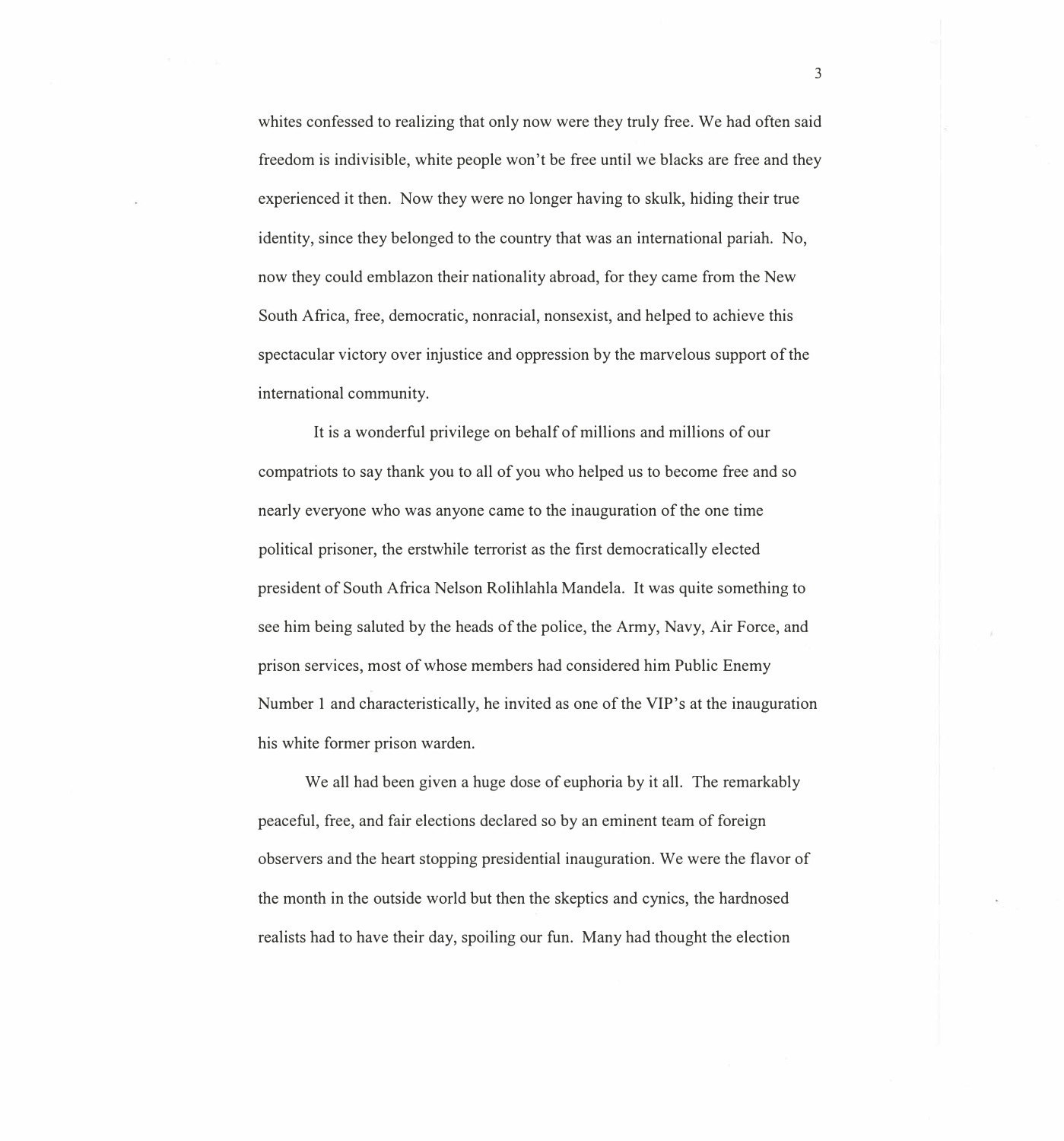whites confessed to realizing that only now were they truly free. We had often said freedom is indivisible, white people won't be free until we blacks are free and they experienced it then. Now they were no longer having to skulk, hiding their true identity, since they belonged to the country that was an international pariah. No, now they could emblazon their nationality abroad, for they came from the New South Africa, free, democratic, nonracial, nonsexist, and helped to achieve this spectacular victory over injustice and oppression by the marvelous support of the international community.

It is a wonderful privilege on behalf of millions and millions of our compatriots to say thank you to all of you who helped us to become free and so nearly everyone who was anyone came to the inauguration of the one time political prisoner, the erstwhile terrorist as the first democratically elected president of South Africa Nelson Rolihlahla Mandela. It was quite something to see him being saluted by the heads of the police, the Army, Navy, Air Force, and prison services, most of whose members had considered him Public Enemy Number 1 and characteristically, he invited as one of the VIP's at the inauguration his white former prison warden.

We all had been given a huge dose of euphoria by it all. The remarkably peaceful, free, and fair elections declared so by an eminent team of foreign observers and the heart stopping presidential inauguration. We were the flavor of the month in the outside world but then the skeptics and cynics, the hardnosed realists had to have their day, spoiling our fun. Many had thought the election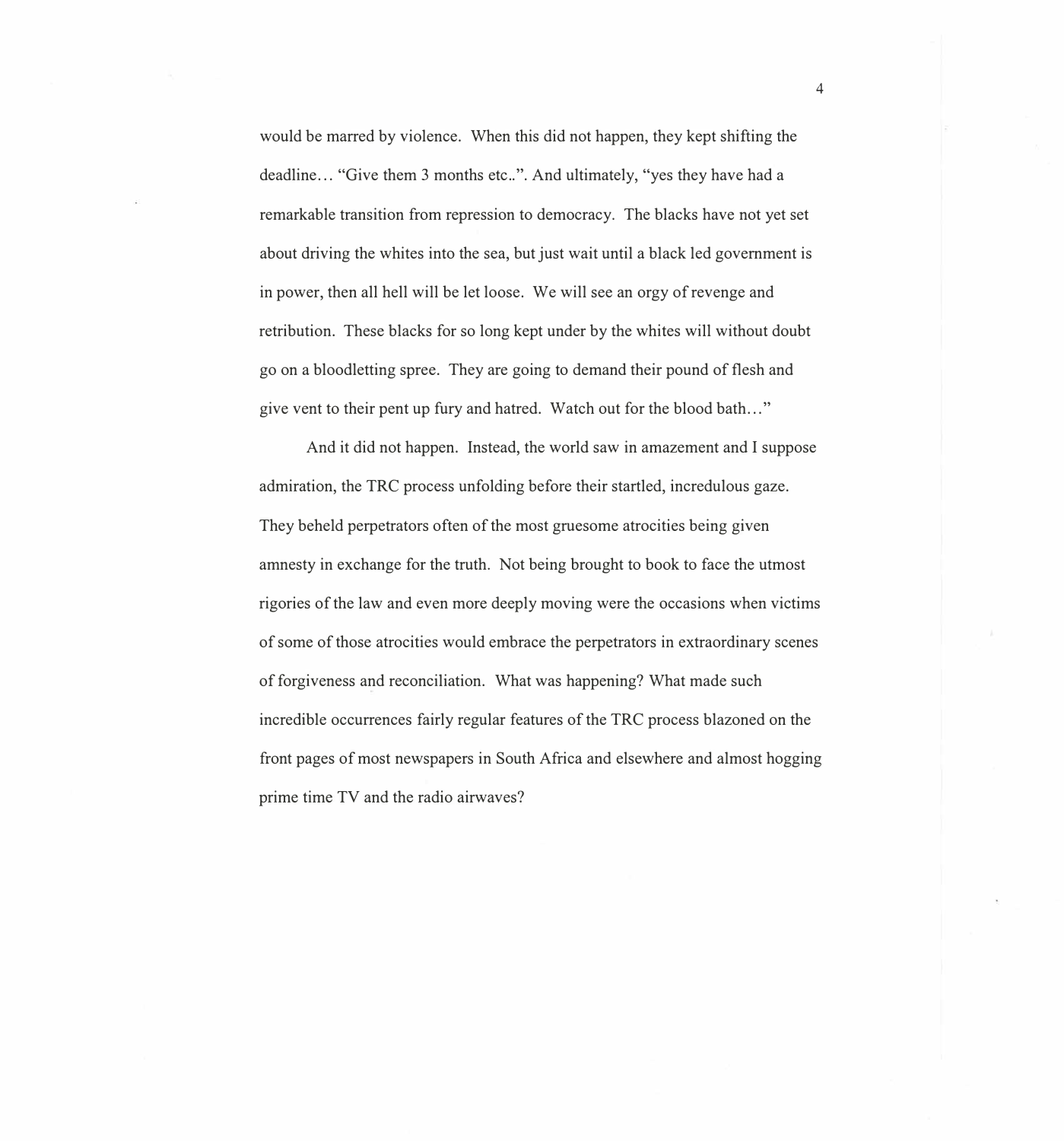would be marred by violence. When this did not happen, they kept shifting the deadline… "Give them 3 months etc..". And ultimately, "yes they have had a remarkable transition from repression to democracy. The blacks have not yet set about driving the whites into the sea, but just wait until a black led government is in power, then all hell will be let loose. We will see an orgy of revenge and retribution. These blacks for so long kept under by the whites will without doubt go on a bloodletting spree. They are going to demand their pound of flesh and give vent to their pent up fury and hatred. Watch out for the blood bath…"

And it did not happen. Instead, the world saw in amazement and I suppose admiration, the TRC process unfolding before their startled, incredulous gaze. They beheld perpetrators often of the most gruesome atrocities being given amnesty in exchange for the truth. Not being brought to book to face the utmost rigories of the law and even more deeply moving were the occasions when victims of some of those atrocities would embrace the perpetrators in extraordinary scenes of forgiveness and reconciliation. What was happening? What made such incredible occurrences fairly regular features of the TRC process blazoned on the front pages of most newspapers in South Africa and elsewhere and almost hogging prime time TV and the radio airwaves?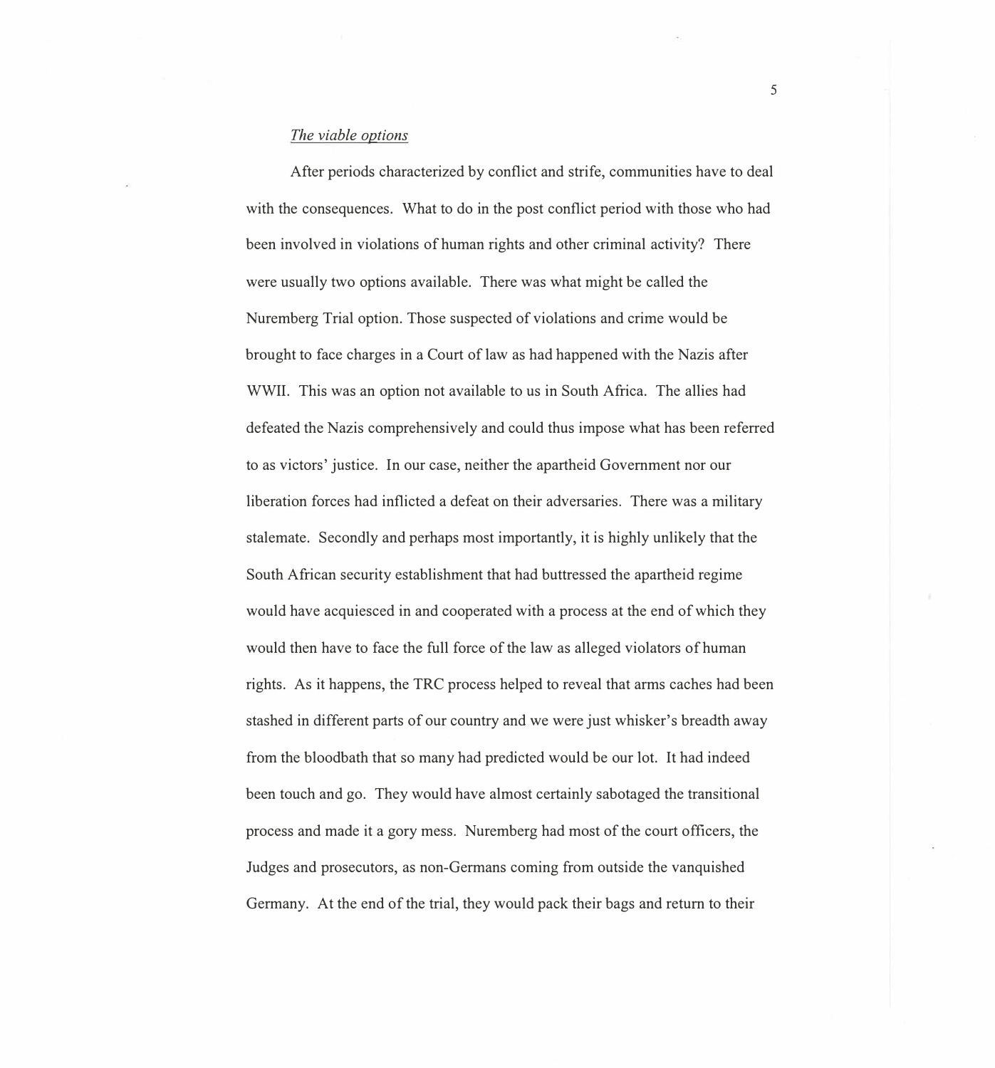*The viable options*

After periods characterized by conflict and strife, communities have to deal with the consequences. What to do in the post conflict period with those who had been involved in violations of human rights and other criminal activity? There were usually two options available. There was what might be called the Nuremberg Trial option. Those suspected of violations and crime would be brought to face charges in a Court of law as had happened with the Nazis after WWII. This was an option not available to us in South Africa. The allies had defeated the Nazis comprehensively and could thus impose what has been referred to as victors' justice. In our case, neither the apartheid Government nor our liberation forces had inflicted a defeat on their adversaries. There was a military stalemate. Secondly and perhaps most importantly, it is highly unlikely that the South African security establishment that had buttressed the apartheid regime would have acquiesced in and cooperated with a process at the end of which they would then have to face the full force of the law as alleged violators of human rights. As it happens, the TRC process helped to reveal that arms caches had been stashed in different parts of our country and we were just whisker's breadth away from the bloodbath that so many had predicted would be our lot. It had indeed been touch and go. They would have almost certainly sabotaged the transitional process and made it a gory mess. Nuremberg had most of the court officers, the Judges and prosecutors, as non-Germans coming from outside the vanquished Germany. At the end of the trial, they would pack their bags and return to their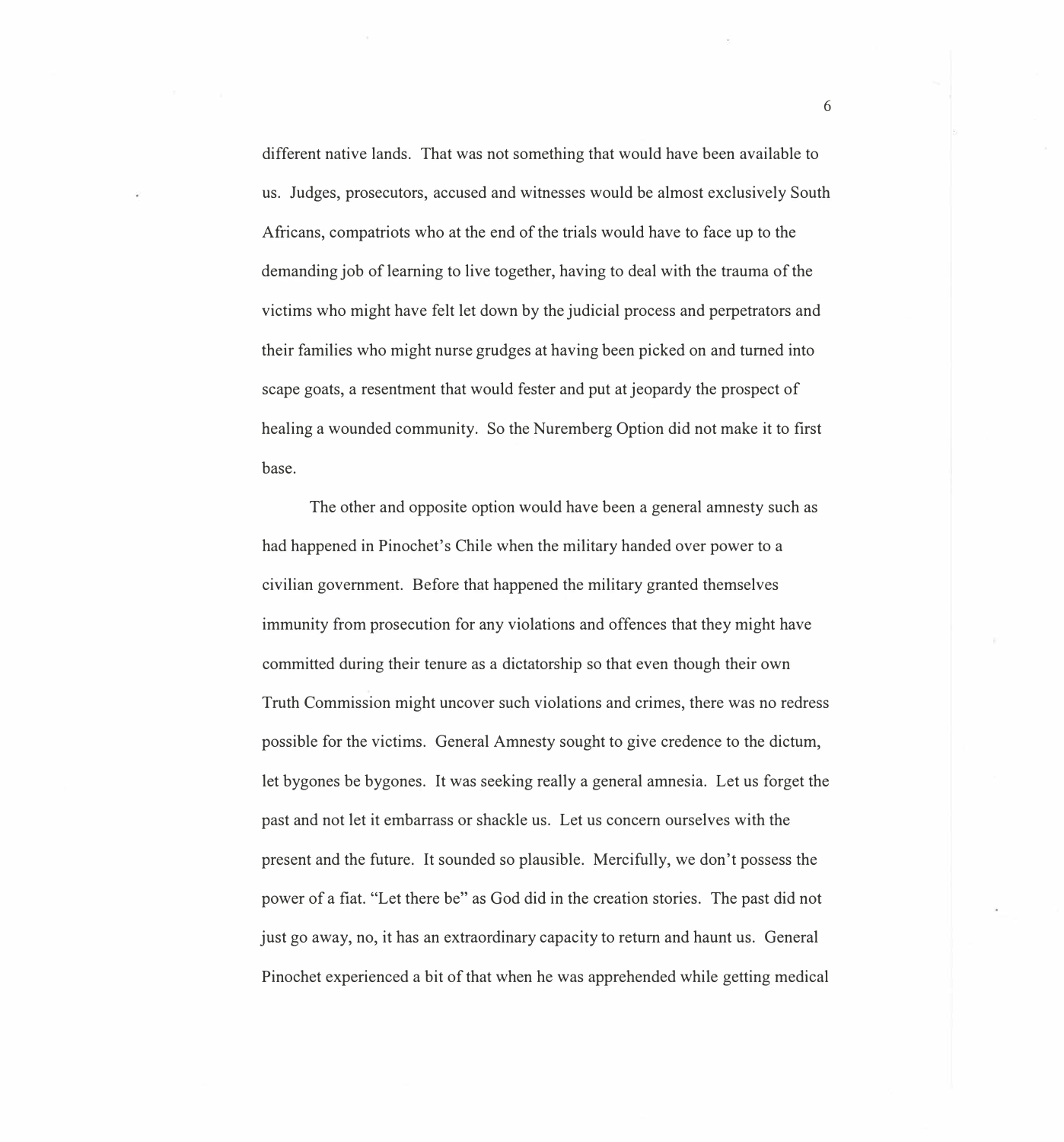different native lands. That was not something that would have been available to us. Judges, prosecutors, accused and witnesses would be almost exclusively South Africans, compatriots who at the end of the trials would have to face up to the demanding job of learning to live together, having to deal with the trauma of the victims who might have felt let down by the judicial process and perpetrators and their families who might nurse grudges at having been picked on and turned into scape goats, a resentment that would fester and put at jeopardy the prospect of healing a wounded community. So the Nuremberg Option did not make it to first base.

The other and opposite option would have been a general amnesty such as had happened in Pinochet's Chile when the military handed over power to a civilian government. Before that happened the military granted themselves immunity from prosecution for any violations and offences that they might have committed during their tenure as a dictatorship so that even though their own Truth Commission might uncover such violations and crimes, there was no redress possible for the victims. General Amnesty sought to give credence to the dictum, let bygones be bygones. It was seeking really a general amnesia. Let us forget the past and not let it embarrass or shackle us. Let us concern ourselves with the present and the future. It sounded so plausible. Mercifully, we don't possess the power of a fiat. "Let there be" as God did in the creation stories. The past did not just go away, no, it has an extraordinary capacity to return and haunt us. General Pinochet experienced a bit of that when he was apprehended while getting medical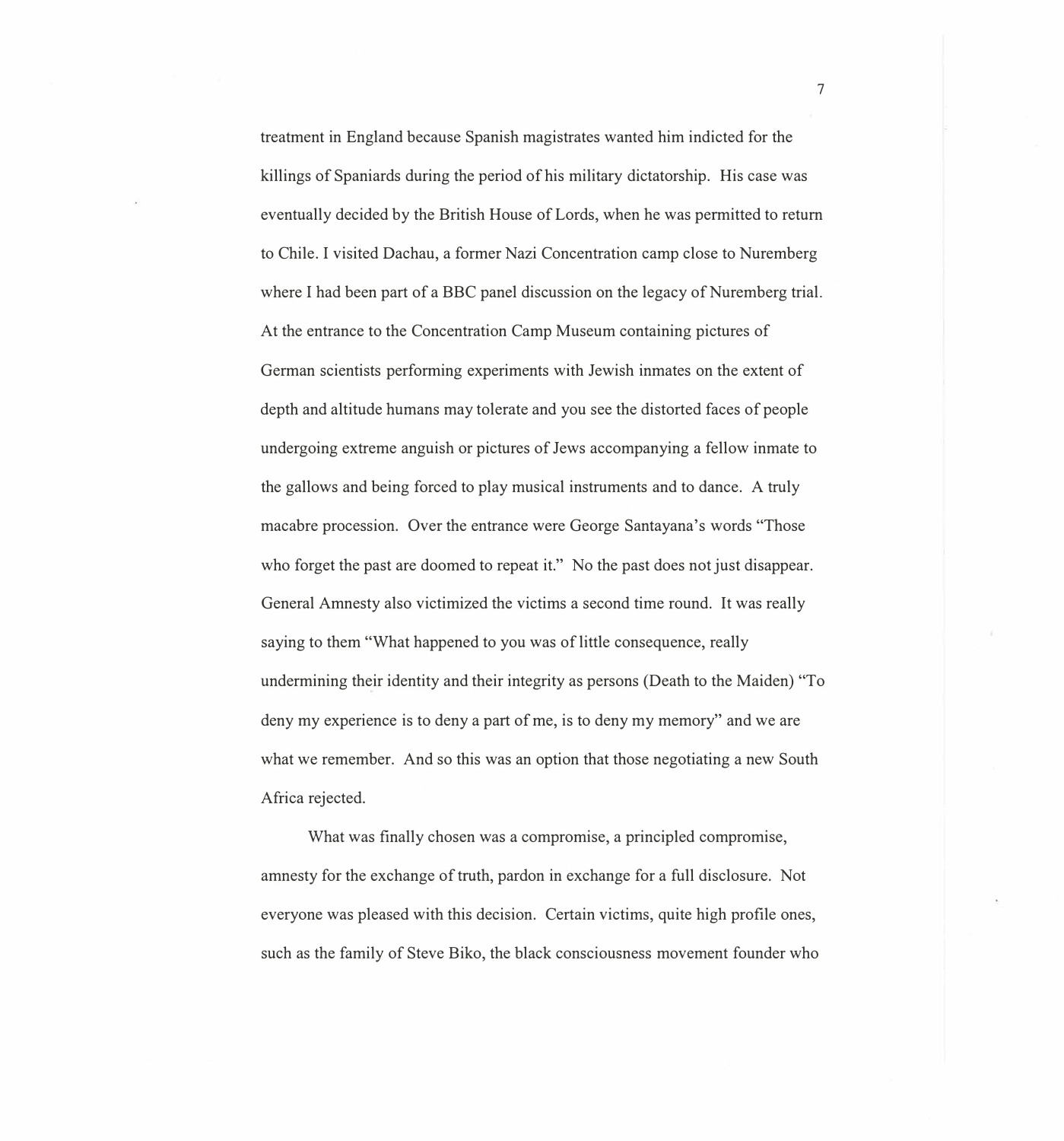treatment in England because Spanish magistrates wanted him indicted for the killings of Spaniards during the period of his military dictatorship. His case was eventually decided by the British House of Lords, when he was permitted to return to Chile. I visited Dachau, a former Nazi Concentration camp close to Nuremberg where I had been part of a BBC panel discussion on the legacy of Nuremberg trial. At the entrance to the Concentration Camp Museum containing pictures of German scientists performing experiments with Jewish inmates on the extent of depth and altitude humans may tolerate and you see the distorted faces of people undergoing extreme anguish or pictures of Jews accompanying a fellow inmate to the gallows and being forced to play musical instruments and to dance. A truly macabre procession. Over the entrance were George Santayana's words "Those who forget the past are doomed to repeat it." No the past does not just disappear. General Amnesty also victimized the victims a second time round. It was really saying to them "What happened to you was of little consequence, really undermining their identity and their integrity as persons (Death to the Maiden) "To deny my experience is to deny a part of me, is to deny my memory" and we are what we remember. And so this was an option that those negotiating a new South Africa rejected.

What was finally chosen was a compromise, a principled compromise, amnesty for the exchange of truth, pardon in exchange for a full disclosure. Not everyone was pleased with this decision. Certain victims, quite high profile ones, such as the family of Steve Biko, the black consciousness movement founder who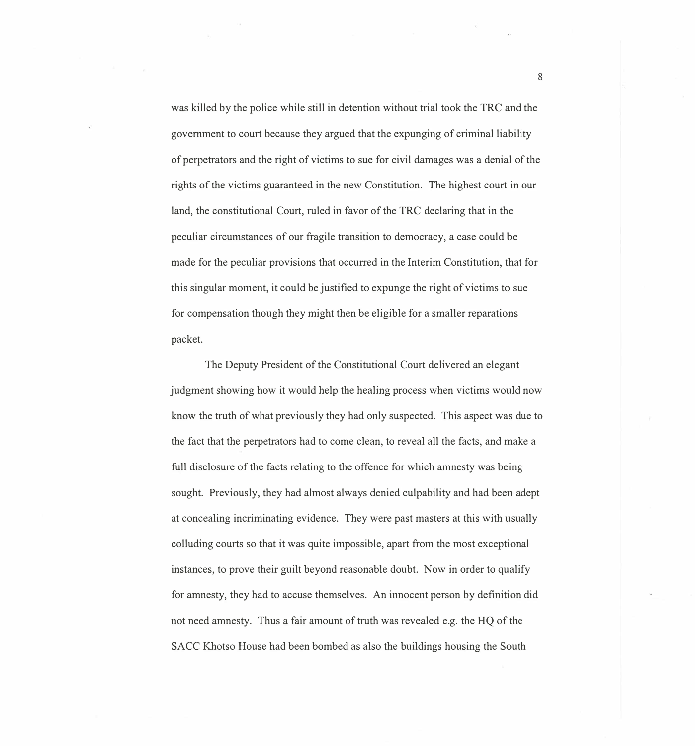was killed by the police while still in detention without trial took the TRC and the government to court because they argued that the expunging of criminal liability of perpetrators and the right of victims to sue for civil damages was a denial of the rights of the victims guaranteed in the new Constitution. The highest court in our land, the constitutional Court, ruled in favor of the TRC declaring that in the peculiar circumstances of our fragile transition to democracy, a case could be made for the peculiar provisions that occurred in the Interim Constitution, that for this singular moment, it could be justified to expunge the right of victims to sue for compensation though they might then be eligible for a smaller reparations packet.

The Deputy President of the Constitutional Court delivered an elegant judgment showing how it would help the healing process when victims would now know the truth of what previously they had only suspected. This aspect was due to the fact that the perpetrators had to come clean, to reveal all the facts, and make a full disclosure of the facts relating to the offence for which amnesty was being sought. Previously, they had almost always denied culpability and had been adept at concealing incriminating evidence. They were past masters at this with usually colluding courts so that it was quite impossible, apart from the most exceptional instances, to prove their guilt beyond reasonable doubt. Now in order to qualify for amnesty, they had to accuse themselves. An innocent person by definition did not need amnesty. Thus a fair amount of truth was revealed e.g. the HQ of the SACC Khotso House had been bombed as also the buildings housing the South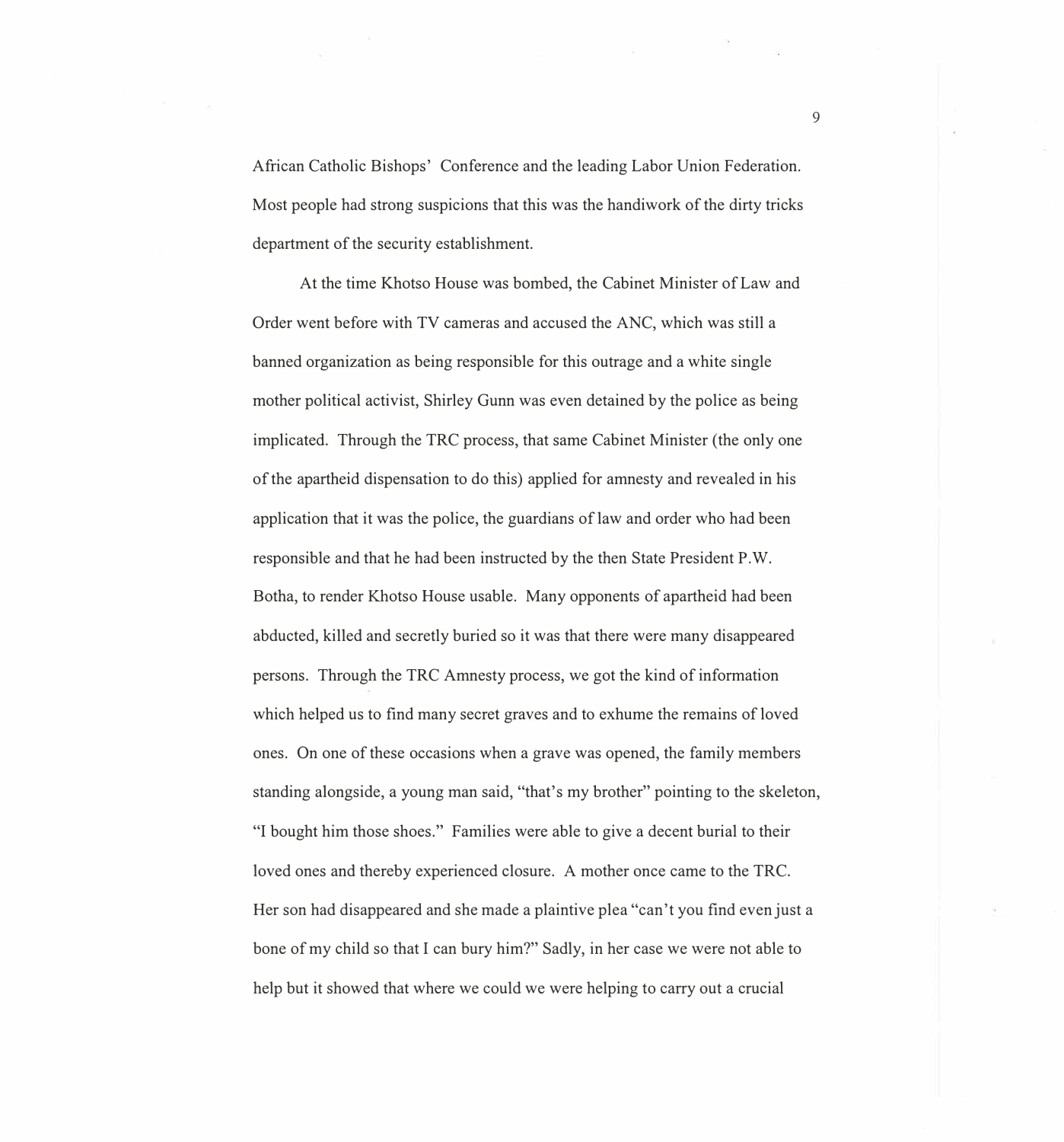African Catholic Bishops' Conference and the leading Labor Union Federation. Most people had strong suspicions that this was the handiwork of the dirty tricks department of the security establishment.

At the time Khotso House was bombed, the Cabinet Minister of Law and Order went before with TV cameras and accused the ANC, which was still a banned organization as being responsible for this outrage and a white single mother political activist, Shirley Gunn was even detained by the police as being implicated. Through the TRC process, that same Cabinet Minister (the only one of the apartheid dispensation to do this) applied for amnesty and revealed in his application that it was the police, the guardians of law and order who had been responsible and that he had been instructed by the then State President P.W. Botha, to render Khotso House usable. Many opponents of apartheid had been abducted, killed and secretly buried so it was that there were many disappeared persons. Through the TRC Amnesty process, we got the kind of information which helped us to find many secret graves and to exhume the remains of loved ones. On one of these occasions when a grave was opened, the family members standing alongside, a young man said, "that's my brother" pointing to the skeleton, "I bought him those shoes." Families were able to give a decent burial to their loved ones and thereby experienced closure. A mother once came to the TRC. Her son had disappeared and she made a plaintive plea "can't you find even just a bone of my child so that I can bury him?" Sadly, in her case we were not able to help but it showed that where we could we were helping to carry out a crucial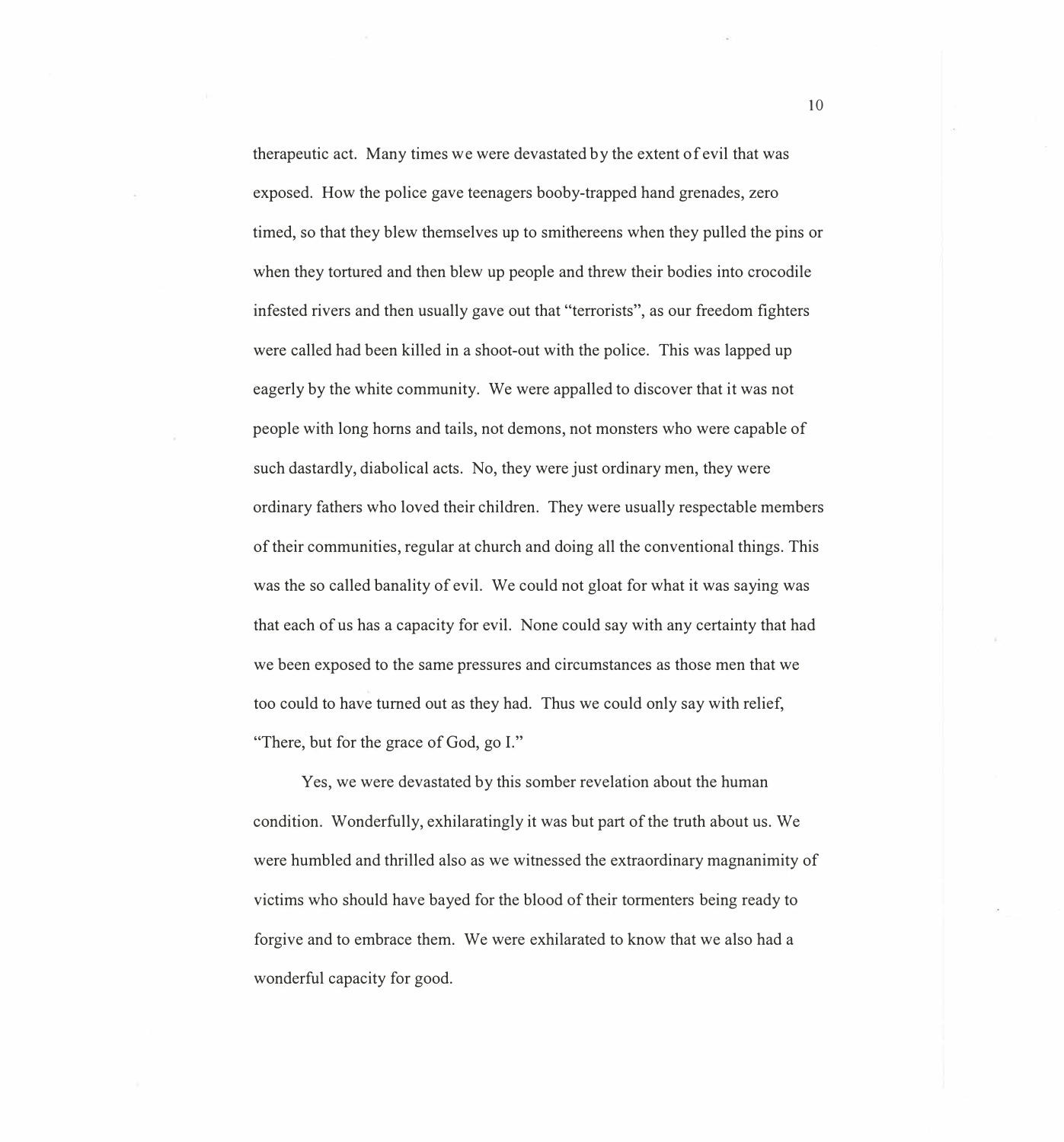therapeutic act. Many times we were devastated by the extent of evil that was exposed. How the police gave teenagers booby-trapped hand grenades, zero timed, so that they blew themselves up to smithereens when they pulled the pins or when they tortured and then blew up people and threw their bodies into crocodile infested rivers and then usually gave out that "terrorists", as our freedom fighters were called had been killed in a shoot-out with the police. This was lapped up eagerly by the white community. We were appalled to discover that it was not people with long horns and tails, not demons, not monsters who were capable of such dastardly, diabolical acts. No, they were just ordinary men, they were ordinary fathers who loved their children. They were usually respectable members of their communities, regular at church and doing all the conventional things. This was the so called banality of evil. We could not gloat for what it was saying was that each of us has a capacity for evil. None could say with any certainty that had we been exposed to the same pressures and circumstances as those men that we too could to have turned out as they had. Thus we could only say with relief, "There, but for the grace of God, go I."

Yes, we were devastated by this somber revelation about the human condition. Wonderfully, exhilaratingly it was but part of the truth about us. We were humbled and thrilled also as we witnessed the extraordinary magnanimity of victims who should have bayed for the blood of their tormenters being ready to forgive and to embrace them. We were exhilarated to know that we also had a wonderful capacity for good.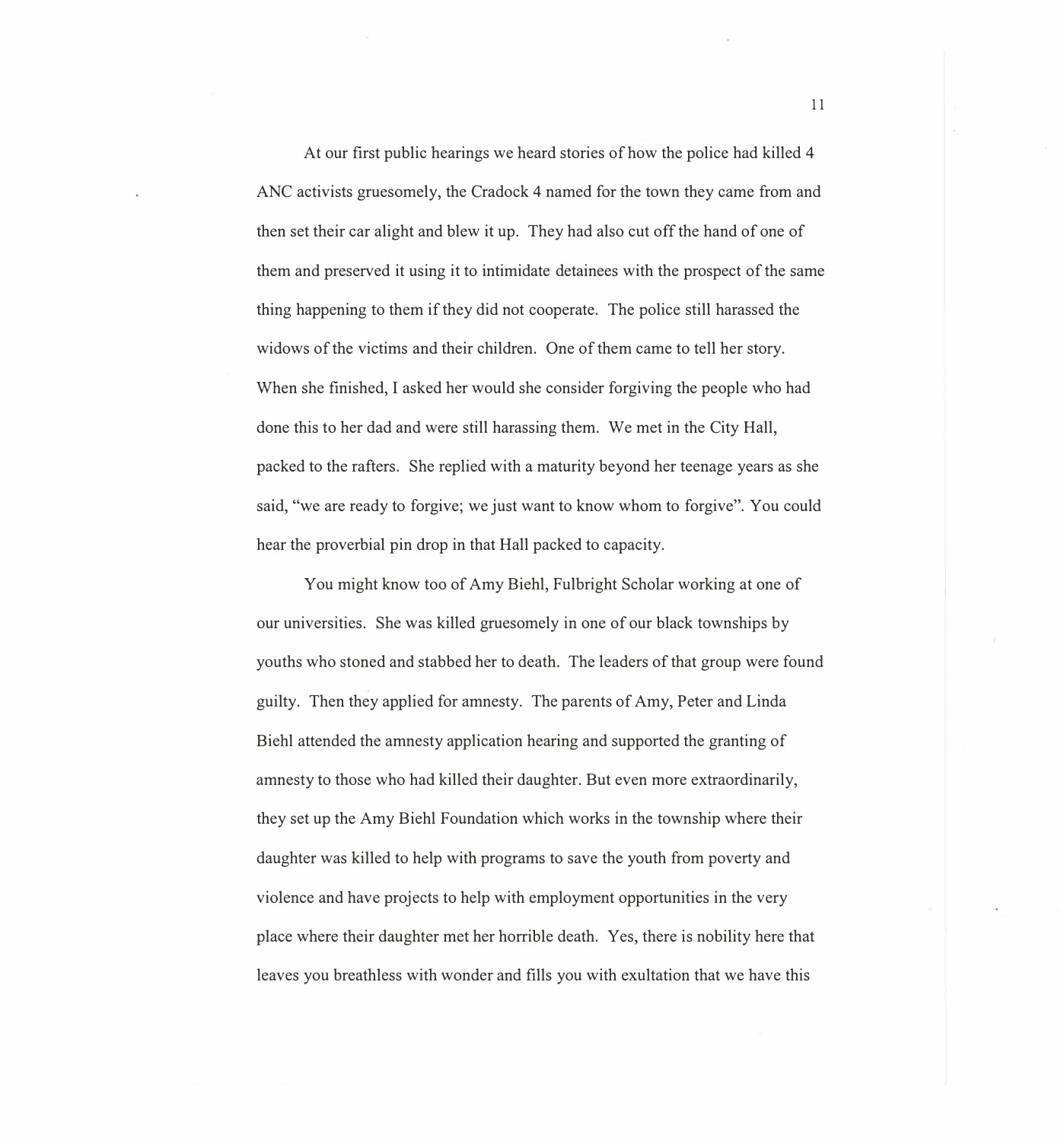At our first public hearings we heard stories of how the police had killed 4 ANC activists gruesomely, the Cradock 4 named for the town they came from and then set their car alight and blew it up. They had also cut off the hand of one of them and preserved it using it to intimidate detainees with the prospect of the same thing happening to them if they did not cooperate. The police still harassed the widows of the victims and their children. One of them came to tell her story. When she finished, I asked her would she consider forgiving the people who had done this to her dad and were still harassing them. We met in the City Hall, packed to the rafters. She replied with a maturity beyond her teenage years as she said, "we are ready to forgive; we just want to know whom to forgive". You could hear the proverbial pin drop in that Hall packed to capacity.

You might know too of Amy Biehl, Fulbright Scholar working at one of our universities. She was killed gruesomely in one of our black townships by youths who stoned and stabbed her to death. The leaders of that group were found guilty. Then they applied for amnesty. The parents of Amy, Peter and Linda Biehl attended the amnesty application hearing and supported the granting of amnesty to those who had killed their daughter. But even more extraordinarily, they set up the Amy Biehl Foundation which works in the township where their daughter was killed to help with programs to save the youth from poverty and violence and have projects to help with employment opportunities in the very place where their daughter met her horrible death. Yes, there is nobility here that leaves you breathless with wonder and fills you with exultation that we have this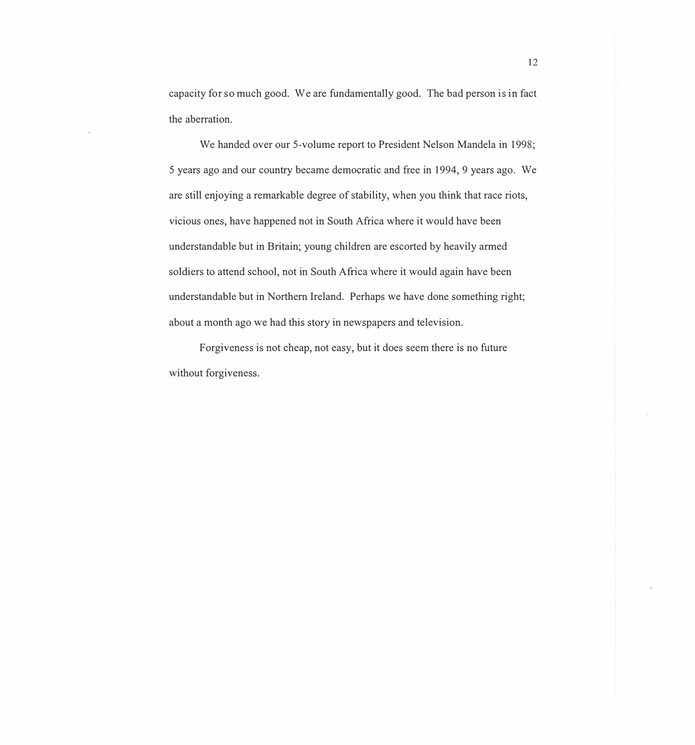capacity for so much good. We are fundamentally good. The bad person is in fact the aberration.

We handed over our 5-volume report to President Nelson Mandela in 1998; 5 years ago and our country became democratic and free in 1994, 9 years ago. We are still enjoying a remarkable degree of stability, when you think that race riots, vicious ones, have happened not in South Africa where it would have been understandable but in Britain; young children are escorted by heavily armed soldiers to attend school, not in South Africa where it would again have been understandable but in Northern Ireland. Perhaps we have done something right; about a month ago we had this story in newspapers and television.

Forgiveness is not cheap, not easy, but it does seem there is no future without forgiveness.